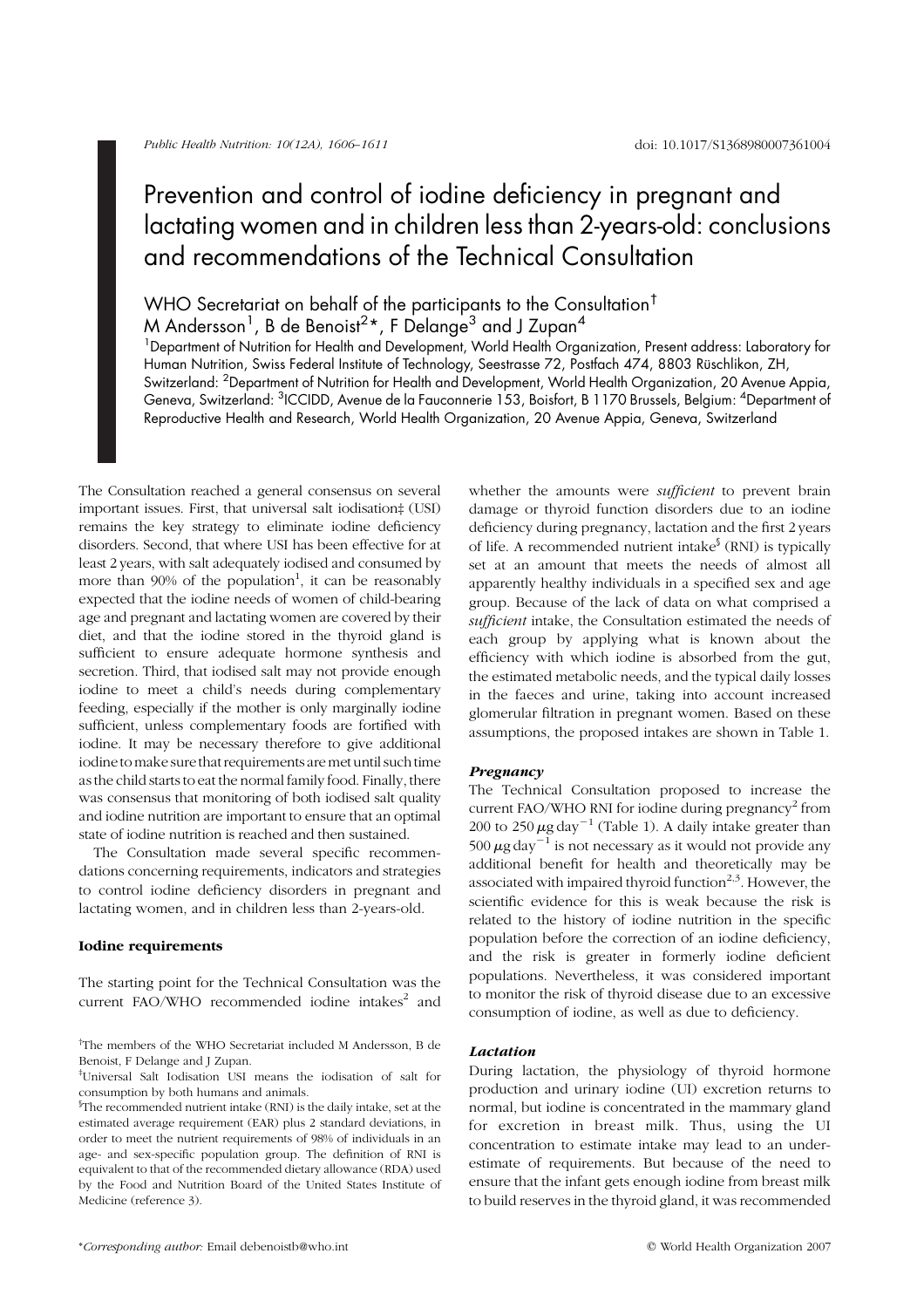# Prevention and control of iodine deficiency in pregnant and lactating women and in children less than 2-years-old: conclusions and recommendations of the Technical Consultation

WHO Secretariat on behalf of the participants to the Consultation[†]

M Andersson[1], B de Benoist[2]*, F Delange[3] and J Zupan[4]

[1]Department of Nutrition for Health and Development, World Health Organization, Present address: Laboratory for Human Nutrition, Swiss Federal Institute of Technology, Seestrasse 72, Postfach 474, 8803 Rüschlikon, ZH, Switzerland: [2]Department of Nutrition for Health and Development, World Health Organization, 20 Avenue Appia, Geneva, Switzerland: [3]ICCIDD, Avenue de la Fauconnerie 153, Boisfort, B 1170 Brussels, Belgium: [4]Department of Reproductive Health and Research, World Health Organization, 20 Avenue Appia, Geneva, Switzerland

The Consultation reached a general consensus on several important issues. First, that universal salt iodisation‡ (USI) remains the key strategy to eliminate iodine deficiency disorders. Second, that where USI has been effective for at least 2 years, with salt adequately iodised and consumed by more than 90% of the population[1], it can be reasonably expected that the iodine needs of women of child-bearing age and pregnant and lactating women are covered by their diet, and that the iodine stored in the thyroid gland is sufficient to ensure adequate hormone synthesis and secretion. Third, that iodised salt may not provide enough iodine to meet a child's needs during complementary feeding, especially if the mother is only marginally iodine sufficient, unless complementary foods are fortified with iodine. It may be necessary therefore to give additional iodine to make sure that requirements are met until such time as the child starts to eat the normal family food. Finally, there was consensus that monitoring of both iodised salt quality and iodine nutrition are important to ensure that an optimal state of iodine nutrition is reached and then sustained.

The Consultation made several specific recommendations concerning requirements, indicators and strategies to control iodine deficiency disorders in pregnant and lactating women, and in children less than 2-years-old.

## Iodine requirements

The starting point for the Technical Consultation was the current FAO/WHO recommended iodine intakes[2] and whether the amounts were *sufficient* to prevent brain damage or thyroid function disorders due to an iodine deficiency during pregnancy, lactation and the first 2 years of life. A recommended nutrient intake[§] (RNI) is typically set at an amount that meets the needs of almost all apparently healthy individuals in a specified sex and age group. Because of the lack of data on what comprised a *sufficient* intake, the Consultation estimated the needs of each group by applying what is known about the efficiency with which iodine is absorbed from the gut, the estimated metabolic needs, and the typical daily losses in the faeces and urine, taking into account increased glomerular filtration in pregnant women. Based on these assumptions, the proposed intakes are shown in Table 1.

### *Pregnancy*

The Technical Consultation proposed to increase the current FAO/WHO RNI for iodine during pregnancy[2] from 200 to 250 $\mu g\,day^{-1}$ (Table 1). A daily intake greater than 500 $\mu g\,day^{-1}$ is not necessary as it would not provide any additional benefit for health and theoretically may be associated with impaired thyroid function[2,3]. However, the scientific evidence for this is weak because the risk is related to the history of iodine nutrition in the specific population before the correction of an iodine deficiency, and the risk is greater in formerly iodine deficient populations. Nevertheless, it was considered important to monitor the risk of thyroid disease due to an excessive consumption of iodine, as well as due to deficiency.

### *Lactation*

During lactation, the physiology of thyroid hormone production and urinary iodine (UI) excretion returns to normal, but iodine is concentrated in the mammary gland for excretion in breast milk. Thus, using the UI concentration to estimate intake may lead to an underestimate of requirements. But because of the need to ensure that the infant gets enough iodine from breast milk to build reserves in the thyroid gland, it was recommended

[†]The members of the WHO Secretariat included M Andersson, B de Benoist, F Delange and J Zupan.

[‡]Universal Salt Iodisation USI means the iodisation of salt for consumption by both humans and animals.

[§]The recommended nutrient intake (RNI) is the daily intake, set at the estimated average requirement (EAR) plus 2 standard deviations, in order to meet the nutrient requirements of 98% of individuals in an age- and sex-specific population group. The definition of RNI is equivalent to that of the recommended dietary allowance (RDA) used by the Food and Nutrition Board of the United States Institute of Medicine (reference 3).

*Corresponding author: Email debenoistb@who.int

© World Health Organization 2007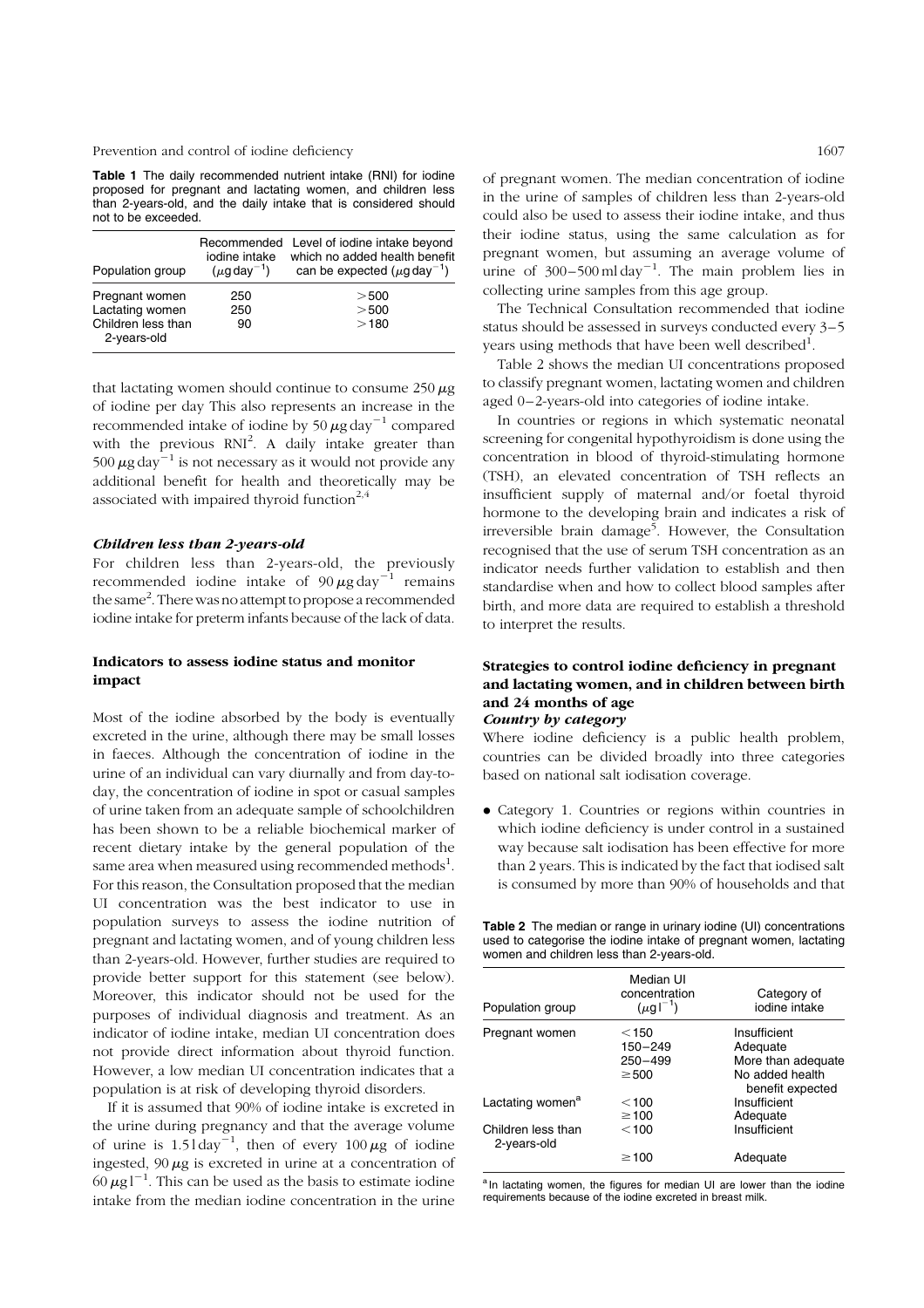**Table 1** The daily recommended nutrient intake (RNI) for iodine proposed for pregnant and lactating women, and children less than 2-years-old, and the daily intake that is considered should not to be exceeded.

| Population group | Recommended iodine intake ($\mu g\,day^{-1}$) | Level of iodine intake beyond which no added health benefit can be expected ($\mu g\,day^{-1}$) |
|---|---|---|
| Pregnant women | 250 | >500 |
| Lactating women | 250 | >500 |
| Children less than 2-years-old | 90 | >180 |

that lactating women should continue to consume 250 $\mu g$ of iodine per day This also represents an increase in the recommended intake of iodine by 50 $\mu g\,day^{-1}$ compared with the previous RNI[2]. A daily intake greater than 500 $\mu g\,day^{-1}$ is not necessary as it would not provide any additional benefit for health and theoretically may be associated with impaired thyroid function[2,4]

### *Children less than 2-years-old*

For children less than 2-years-old, the previously recommended iodine intake of 90 $\mu g\,day^{-1}$ remains the same[2]. There was no attempt to propose a recommended iodine intake for preterm infants because of the lack of data.

## Indicators to assess iodine status and monitor impact

Most of the iodine absorbed by the body is eventually excreted in the urine, although there may be small losses in faeces. Although the concentration of iodine in the urine of an individual can vary diurnally and from day-to-day, the concentration of iodine in spot or casual samples of urine taken from an adequate sample of schoolchildren has been shown to be a reliable biochemical marker of recent dietary intake by the general population of the same area when measured using recommended methods[1]. For this reason, the Consultation proposed that the median UI concentration was the best indicator to use in population surveys to assess the iodine nutrition of pregnant and lactating women, and of young children less than 2-years-old. However, further studies are required to provide better support for this statement (see below). Moreover, this indicator should not be used for the purposes of individual diagnosis and treatment. As an indicator of iodine intake, median UI concentration does not provide direct information about thyroid function. However, a low median UI concentration indicates that a population is at risk of developing thyroid disorders.

If it is assumed that 90% of iodine intake is excreted in the urine during pregnancy and that the average volume of urine is 1.5 $l\,day^{-1}$, then of every 100 $\mu g$ of iodine ingested, 90 $\mu g$ is excreted in urine at a concentration of 60 $\mu g\,l^{-1}$. This can be used as the basis to estimate iodine intake from the median iodine concentration in the urine of pregnant women. The median concentration of iodine in the urine of samples of children less than 2-years-old could also be used to assess their iodine intake, and thus their iodine status, using the same calculation as for pregnant women, but assuming an average volume of urine of 300–500 $ml\,day^{-1}$. The main problem lies in collecting urine samples from this age group.

The Technical Consultation recommended that iodine status should be assessed in surveys conducted every 3–5 years using methods that have been well described[1].

Table 2 shows the median UI concentrations proposed to classify pregnant women, lactating women and children aged 0–2-years-old into categories of iodine intake.

In countries or regions in which systematic neonatal screening for congenital hypothyroidism is done using the concentration in blood of thyroid-stimulating hormone (TSH), an elevated concentration of TSH reflects an insufficient supply of maternal and/or foetal thyroid hormone to the developing brain and indicates a risk of irreversible brain damage[5]. However, the Consultation recognised that the use of serum TSH concentration as an indicator needs further validation to establish and then standardise when and how to collect blood samples after birth, and more data are required to establish a threshold to interpret the results.

## Strategies to control iodine deficiency in pregnant and lactating women, and in children between birth and 24 months of age

### *Country by category*

Where iodine deficiency is a public health problem, countries can be divided broadly into three categories based on national salt iodisation coverage.

- Category 1. Countries or regions within countries in which iodine deficiency is under control in a sustained way because salt iodisation has been effective for more than 2 years. This is indicated by the fact that iodised salt is consumed by more than 90% of households and that

**Table 2** The median or range in urinary iodine (UI) concentrations used to categorise the iodine intake of pregnant women, lactating women and children less than 2-years-old.

| Population group | Median UI concentration ($\mu g\,l^{-1}$) | Category of iodine intake |
|---|---|---|
| Pregnant women | <150 | Insufficient |
| | 150–249 | Adequate |
| | 250–499 | More than adequate |
| | ≥500 | No added health benefit expected |
| Lactating women[a] | <100 | Insufficient |
| | ≥100 | Adequate |
| Children less than 2-years-old | <100 | Insufficient |
| | ≥100 | Adequate |

[a] In lactating women, the figures for median UI are lower than the iodine requirements because of the iodine excreted in breast milk.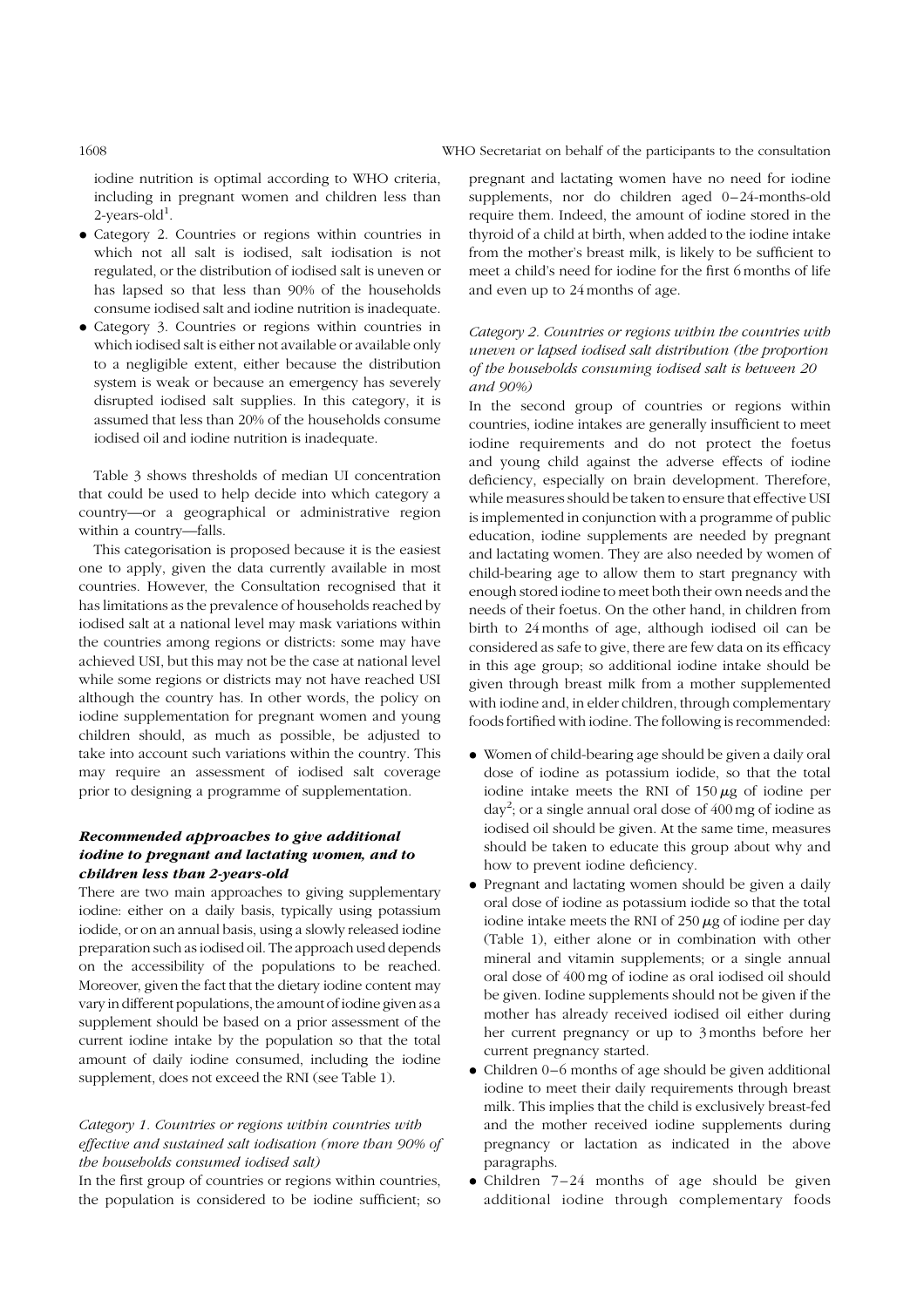iodine nutrition is optimal according to WHO criteria, including in pregnant women and children less than 2-years-old[1].

- Category 2. Countries or regions within countries in which not all salt is iodised, salt iodisation is not regulated, or the distribution of iodised salt is uneven or has lapsed so that less than 90% of the households consume iodised salt and iodine nutrition is inadequate.
- Category 3. Countries or regions within countries in which iodised salt is either not available or available only to a negligible extent, either because the distribution system is weak or because an emergency has severely disrupted iodised salt supplies. In this category, it is assumed that less than 20% of the households consume iodised oil and iodine nutrition is inadequate.

Table 3 shows thresholds of median UI concentration that could be used to help decide into which category a country—or a geographical or administrative region within a country—falls.

This categorisation is proposed because it is the easiest one to apply, given the data currently available in most countries. However, the Consultation recognised that it has limitations as the prevalence of households reached by iodised salt at a national level may mask variations within the countries among regions or districts: some may have achieved USI, but this may not be the case at national level while some regions or districts may not have reached USI although the country has. In other words, the policy on iodine supplementation for pregnant women and young children should, as much as possible, be adjusted to take into account such variations within the country. This may require an assessment of iodised salt coverage prior to designing a programme of supplementation.

### *Recommended approaches to give additional iodine to pregnant and lactating women, and to children less than 2-years-old*

There are two main approaches to giving supplementary iodine: either on a daily basis, typically using potassium iodide, or on an annual basis, using a slowly released iodine preparation such as iodised oil. The approach used depends on the accessibility of the populations to be reached. Moreover, given the fact that the dietary iodine content may vary in different populations, the amount of iodine given as a supplement should be based on a prior assessment of the current iodine intake by the population so that the total amount of daily iodine consumed, including the iodine supplement, does not exceed the RNI (see Table 1).

#### *Category 1. Countries or regions within countries with effective and sustained salt iodisation (more than 90% of the households consumed iodised salt)*

In the first group of countries or regions within countries, the population is considered to be iodine sufficient; so pregnant and lactating women have no need for iodine supplements, nor do children aged 0–24-months-old require them. Indeed, the amount of iodine stored in the thyroid of a child at birth, when added to the iodine intake from the mother's breast milk, is likely to be sufficient to meet a child's need for iodine for the first 6 months of life and even up to 24 months of age.

#### *Category 2. Countries or regions within the countries with uneven or lapsed iodised salt distribution (the proportion of the households consuming iodised salt is between 20 and 90%)*

In the second group of countries or regions within countries, iodine intakes are generally insufficient to meet iodine requirements and do not protect the foetus and young child against the adverse effects of iodine deficiency, especially on brain development. Therefore, while measures should be taken to ensure that effective USI is implemented in conjunction with a programme of public education, iodine supplements are needed by pregnant and lactating women. They are also needed by women of child-bearing age to allow them to start pregnancy with enough stored iodine to meet both their own needs and the needs of their foetus. On the other hand, in children from birth to 24 months of age, although iodised oil can be considered as safe to give, there are few data on its efficacy in this age group; so additional iodine intake should be given through breast milk from a mother supplemented with iodine and, in elder children, through complementary foods fortified with iodine. The following is recommended:

- Women of child-bearing age should be given a daily oral dose of iodine as potassium iodide, so that the total iodine intake meets the RNI of 150 $\mu$g of iodine per day[2]; or a single annual oral dose of 400 mg of iodine as iodised oil should be given. At the same time, measures should be taken to educate this group about why and how to prevent iodine deficiency.
- Pregnant and lactating women should be given a daily oral dose of iodine as potassium iodide so that the total iodine intake meets the RNI of 250 $\mu$g of iodine per day (Table 1), either alone or in combination with other mineral and vitamin supplements; or a single annual oral dose of 400 mg of iodine as oral iodised oil should be given. Iodine supplements should not be given if the mother has already received iodised oil either during her current pregnancy or up to 3 months before her current pregnancy started.
- Children 0–6 months of age should be given additional iodine to meet their daily requirements through breast milk. This implies that the child is exclusively breast-fed and the mother received iodine supplements during pregnancy or lactation as indicated in the above paragraphs.
- Children 7–24 months of age should be given additional iodine through complementary foods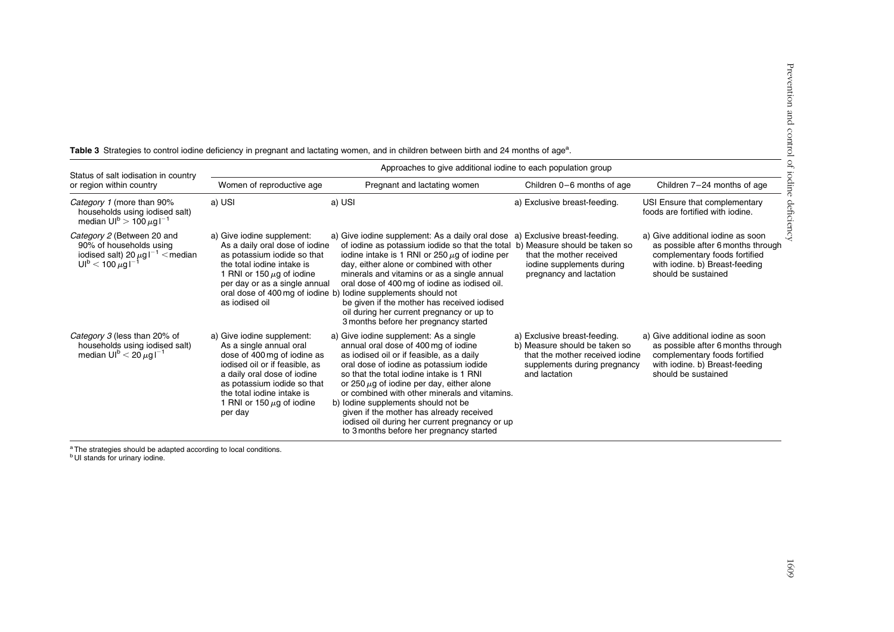**Table 3** Strategies to control iodine deficiency in pregnant and lactating women, and in children between birth and 24 months of age[a].

| Status of salt iodisation in country or region within country | Approaches to give additional iodine to each population group | | | |
|---|---|---|---|---|
| | Women of reproductive age | Pregnant and lactating women | Children 0–6 months of age | Children 7–24 months of age |
| *Category 1* (more than 90% households using iodised salt) median UI[b] $> 100\,\mu g\,l^{-1}$ | a) USI | a) USI | a) Exclusive breast-feeding. | USI Ensure that complementary foods are fortified with iodine. |
| *Category 2* (Between 20 and 90% of households using iodised salt) $20\,\mu g\,l^{-1} <$ median UI[b] $< 100\,\mu g\,l^{-1}$ | a) Give iodine supplement: As a daily oral dose of iodine as potassium iodide so that the total iodine intake is 1 RNI or 150 $\mu$g of iodine per day or as a single annual oral dose of 400 mg of iodine as iodised oil | a) Give iodine supplement: As a daily oral dose of iodine as potassium iodide so that the total iodine intake is 1 RNI or 250 $\mu$g of iodine per day, either alone or combined with other minerals and vitamins or as a single annual oral dose of 400 mg of iodine as iodised oil. b) Iodine supplements should not be given if the mother has received iodised oil during her current pregnancy or up to 3 months before her pregnancy started | a) Exclusive breast-feeding. b) Measure should be taken so that the mother received iodine supplements during pregnancy and lactation | a) Give additional iodine as soon as possible after 6 months through complementary foods fortified with iodine. b) Breast-feeding should be sustained |
| *Category 3* (less than 20% of households using iodised salt) median UI[b] $< 20\,\mu g\,l^{-1}$ | a) Give iodine supplement: As a single annual oral dose of 400 mg of iodine as iodised oil or if feasible, as a daily oral dose of iodine as potassium iodide so that the total iodine intake is 1 RNI or 150 $\mu$g of iodine per day | a) Give iodine supplement: As a single annual oral dose of 400 mg of iodine as iodised oil or if feasible, as a daily oral dose of iodine as potassium iodide so that the total iodine intake is 1 RNI or 250 $\mu$g of iodine per day, either alone or combined with other minerals and vitamins. b) Iodine supplements should not be given if the mother has already received iodised oil during her current pregnancy or up to 3 months before her pregnancy started | a) Exclusive breast-feeding. b) Measure should be taken so that the mother received iodine supplements during pregnancy and lactation | a) Give additional iodine as soon as possible after 6 months through complementary foods fortified with iodine. b) Breast-feeding should be sustained |

[a] The strategies should be adapted according to local conditions.
[b] UI stands for urinary iodine.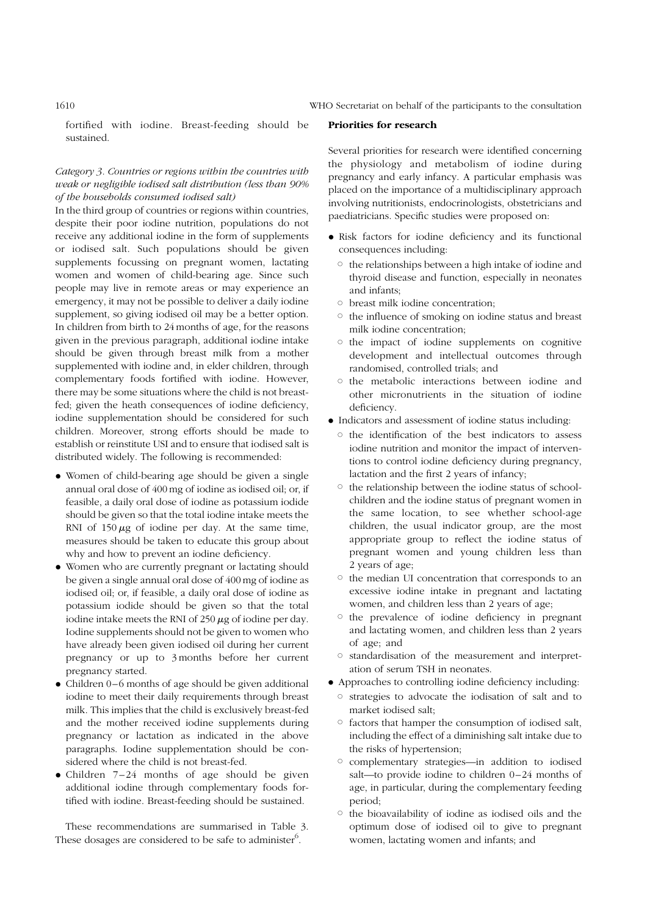fortified with iodine. Breast-feeding should be sustained.

*Category 3. Countries or regions within the countries with weak or negligible iodised salt distribution (less than 90% of the households consumed iodised salt)*

In the third group of countries or regions within countries, despite their poor iodine nutrition, populations do not receive any additional iodine in the form of supplements or iodised salt. Such populations should be given supplements focussing on pregnant women, lactating women and women of child-bearing age. Since such people may live in remote areas or may experience an emergency, it may not be possible to deliver a daily iodine supplement, so giving iodised oil may be a better option. In children from birth to 24 months of age, for the reasons given in the previous paragraph, additional iodine intake should be given through breast milk from a mother supplemented with iodine and, in elder children, through complementary foods fortified with iodine. However, there may be some situations where the child is not breast-fed; given the heath consequences of iodine deficiency, iodine supplementation should be considered for such children. Moreover, strong efforts should be made to establish or reinstitute USI and to ensure that iodised salt is distributed widely. The following is recommended:

- Women of child-bearing age should be given a single annual oral dose of 400 mg of iodine as iodised oil; or, if feasible, a daily oral dose of iodine as potassium iodide should be given so that the total iodine intake meets the RNI of 150 $\mu$g of iodine per day. At the same time, measures should be taken to educate this group about why and how to prevent an iodine deficiency.
- Women who are currently pregnant or lactating should be given a single annual oral dose of 400 mg of iodine as iodised oil; or, if feasible, a daily oral dose of iodine as potassium iodide should be given so that the total iodine intake meets the RNI of 250 $\mu$g of iodine per day. Iodine supplements should not be given to women who have already been given iodised oil during her current pregnancy or up to 3 months before her current pregnancy started.
- Children 0–6 months of age should be given additional iodine to meet their daily requirements through breast milk. This implies that the child is exclusively breast-fed and the mother received iodine supplements during pregnancy or lactation as indicated in the above paragraphs. Iodine supplementation should be considered where the child is not breast-fed.
- Children 7–24 months of age should be given additional iodine through complementary foods fortified with iodine. Breast-feeding should be sustained.

These recommendations are summarised in Table 3. These dosages are considered to be safe to administer[6].

**Priorities for research**

Several priorities for research were identified concerning the physiology and metabolism of iodine during pregnancy and early infancy. A particular emphasis was placed on the importance of a multidisciplinary approach involving nutritionists, endocrinologists, obstetricians and paediatricians. Specific studies were proposed on:

- Risk factors for iodine deficiency and its functional consequences including:
  - the relationships between a high intake of iodine and thyroid disease and function, especially in neonates and infants;
  - breast milk iodine concentration;
  - the influence of smoking on iodine status and breast milk iodine concentration;
  - the impact of iodine supplements on cognitive development and intellectual outcomes through randomised, controlled trials; and
  - the metabolic interactions between iodine and other micronutrients in the situation of iodine deficiency.
- Indicators and assessment of iodine status including:
  - the identification of the best indicators to assess iodine nutrition and monitor the impact of interventions to control iodine deficiency during pregnancy, lactation and the first 2 years of infancy;
  - the relationship between the iodine status of schoolchildren and the iodine status of pregnant women in the same location, to see whether school-age children, the usual indicator group, are the most appropriate group to reflect the iodine status of pregnant women and young children less than 2 years of age;
  - the median UI concentration that corresponds to an excessive iodine intake in pregnant and lactating women, and children less than 2 years of age;
  - the prevalence of iodine deficiency in pregnant and lactating women, and children less than 2 years of age; and
  - standardisation of the measurement and interpretation of serum TSH in neonates.
- Approaches to controlling iodine deficiency including:
  - strategies to advocate the iodisation of salt and to market iodised salt;
  - factors that hamper the consumption of iodised salt, including the effect of a diminishing salt intake due to the risks of hypertension;
  - complementary strategies—in addition to iodised salt—to provide iodine to children 0–24 months of age, in particular, during the complementary feeding period;
  - the bioavailability of iodine as iodised oils and the optimum dose of iodised oil to give to pregnant women, lactating women and infants; and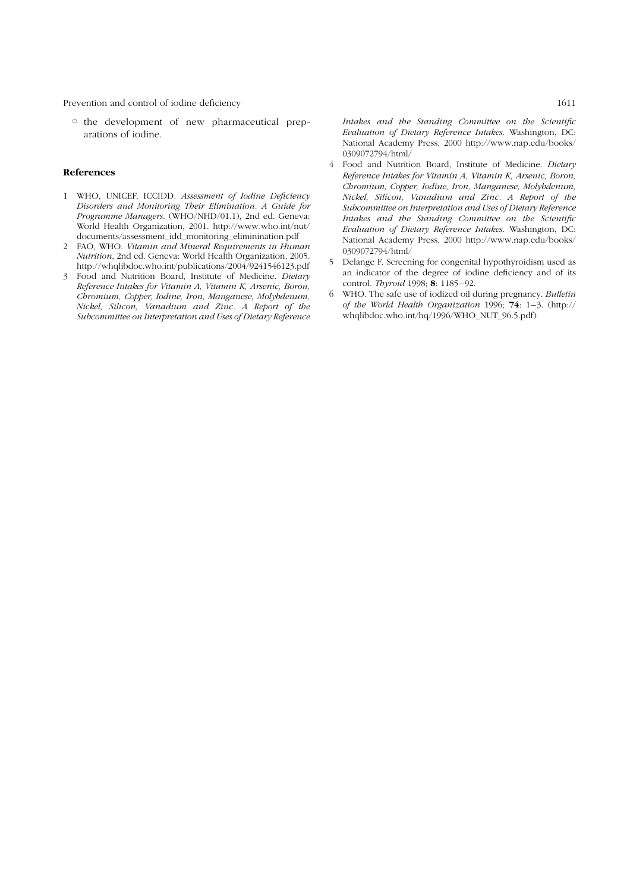- the development of new pharmaceutical preparations of iodine.

### References

1. WHO, UNICEF, ICCIDD. *Assessment of Iodine Deficiency Disorders and Monitoring Their Elimination. A Guide for Programme Managers.* (WHO/NHD/01.1), 2nd ed. Geneva: World Health Organization, 2001. http://www.who.int/nut/documents/assessment_idd_monitoring_elimininination.pdf
2. FAO, WHO. *Vitamin and Mineral Requirements in Human Nutrition*, 2nd ed. Geneva: World Health Organization, 2005. http://whqlibdoc.who.int/publications/2004/9241546123.pdf
3. Food and Nutrition Board, Institute of Medicine. *Dietary Reference Intakes for Vitamin A, Vitamin K, Arsenic, Boron, Chromium, Copper, Iodine, Iron, Manganese, Molybdenum, Nickel, Silicon, Vanadium and Zinc. A Report of the Subcommittee on Interpretation and Uses of Dietary Reference Intakes and the Standing Committee on the Scientific Evaluation of Dietary Reference Intakes.* Washington, DC: National Academy Press, 2000 http://www.nap.edu/books/0309072794/html/
4. Food and Nutrition Board, Institute of Medicine. *Dietary Reference Intakes for Vitamin A, Vitamin K, Arsenic, Boron, Chromium, Copper, Iodine, Iron, Manganese, Molybdenum, Nickel, Silicon, Vanadium and Zinc. A Report of the Subcommittee on Interpretation and Uses of Dietary Reference Intakes and the Standing Committee on the Scientific Evaluation of Dietary Reference Intakes.* Washington, DC: National Academy Press, 2000 http://www.nap.edu/books/0309072794/html/
5. Delange F. Screening for congenital hypothyroidism used as an indicator of the degree of iodine deficiency and of its control. *Thyroid* 1998; **8**: 1185–92.
6. WHO. The safe use of iodized oil during pregnancy. *Bulletin of the World Health Organization* 1996; **74**: 1–3. (http://whqlibdoc.who.int/hq/1996/WHO_NUT_96.5.pdf)